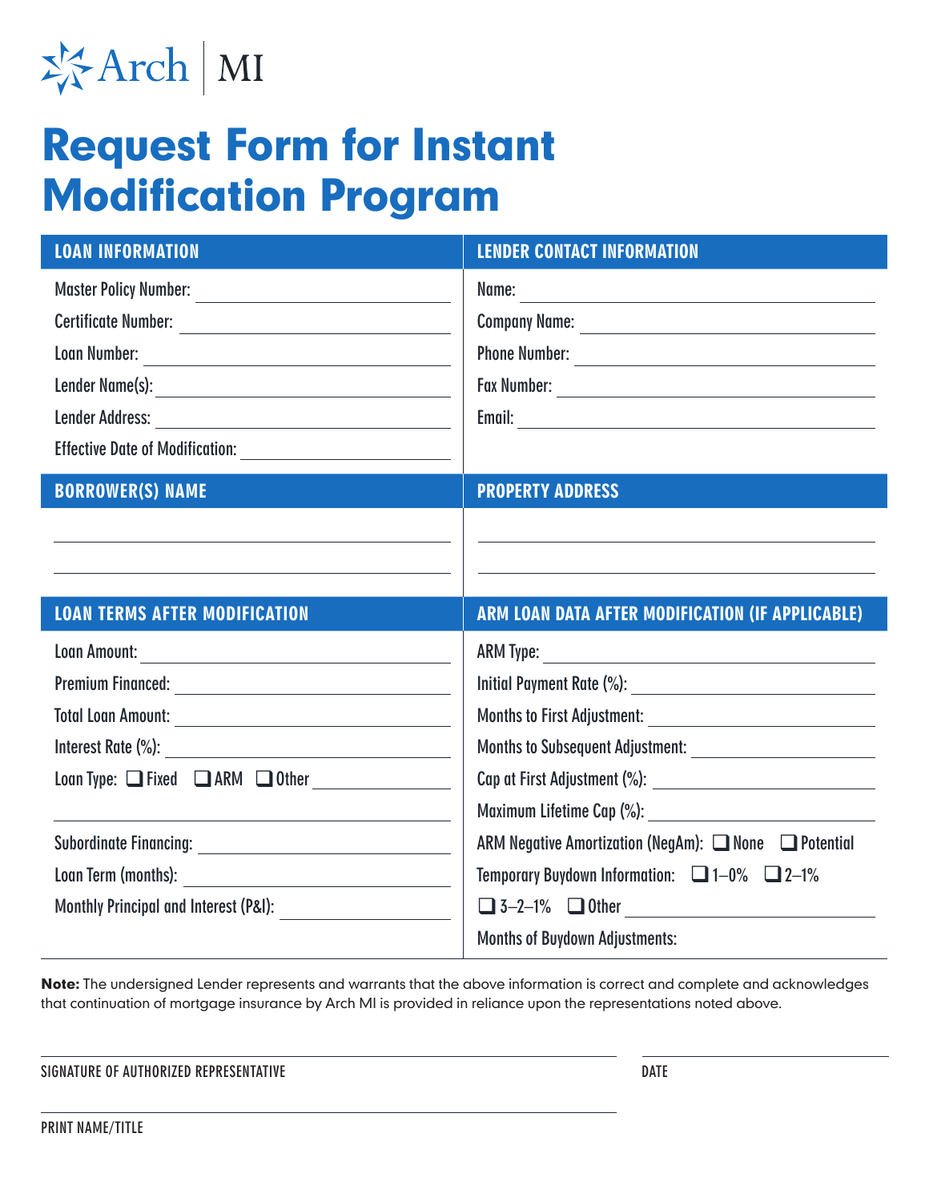Arch | MI

# Request Form for Instant Modification Program

| LOAN INFORMATION | LENDER CONTACT INFORMATION |
|---|---|
| Master Policy Number: | Name: |
| Certificate Number: | Company Name: |
| Loan Number: | Phone Number: |
| Lender Name(s): | Fax Number: |
| Lender Address: | Email: |
| Effective Date of Modification: | |

| BORROWER(S) NAME | PROPERTY ADDRESS |
|---|---|
| | |
| | |

| LOAN TERMS AFTER MODIFICATION | ARM LOAN DATA AFTER MODIFICATION (IF APPLICABLE) |
|---|---|
| Loan Amount: | ARM Type: |
| Premium Financed: | Initial Payment Rate (%): |
| Total Loan Amount: | Months to First Adjustment: |
| Interest Rate (%): | Months to Subsequent Adjustment: |
| Loan Type: ❑ Fixed ❑ ARM ❑ Other | Cap at First Adjustment (%): |
| | Maximum Lifetime Cap (%): |
| Subordinate Financing: | ARM Negative Amortization (NegAm): ❑ None ❑ Potential |
| Loan Term (months): | Temporary Buydown Information: ❑ 1–0% ❑ 2–1% |
| Monthly Principal and Interest (P&I): | ❑ 3–2–1% ❑ Other |
| | Months of Buydown Adjustments: |

**Note:** The undersigned Lender represents and warrants that the above information is correct and complete and acknowledges that continuation of mortgage insurance by Arch MI is provided in reliance upon the representations noted above.

SIGNATURE OF AUTHORIZED REPRESENTATIVE

DATE

PRINT NAME/TITLE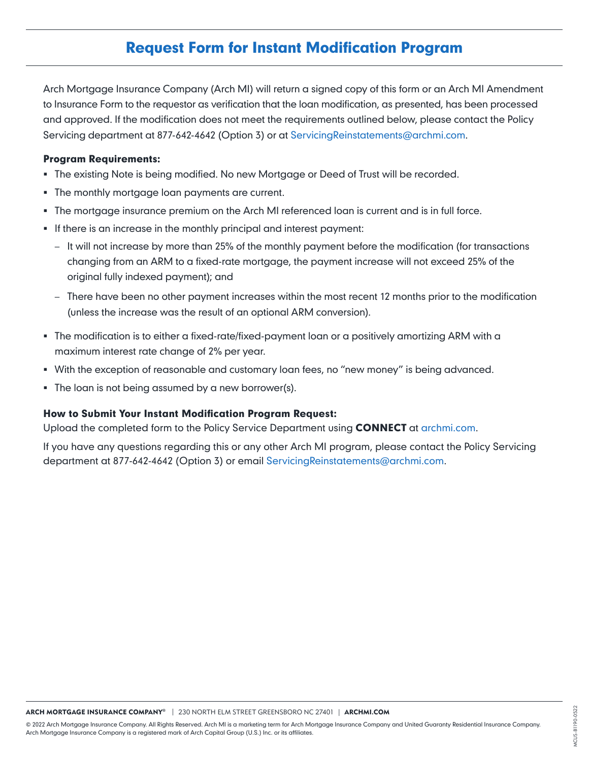# Request Form for Instant Modification Program

Arch Mortgage Insurance Company (Arch MI) will return a signed copy of this form or an Arch MI Amendment to Insurance Form to the requestor as verification that the loan modification, as presented, has been processed and approved. If the modification does not meet the requirements outlined below, please contact the Policy Servicing department at 877-642-4642 (Option 3) or at ServicingReinstatements@archmi.com.

**Program Requirements:**

- The existing Note is being modified. No new Mortgage or Deed of Trust will be recorded.
- The monthly mortgage loan payments are current.
- The mortgage insurance premium on the Arch MI referenced loan is current and is in full force.
- If there is an increase in the monthly principal and interest payment:
  - It will not increase by more than 25% of the monthly payment before the modification (for transactions changing from an ARM to a fixed-rate mortgage, the payment increase will not exceed 25% of the original fully indexed payment); and
  - There have been no other payment increases within the most recent 12 months prior to the modification (unless the increase was the result of an optional ARM conversion).
- The modification is to either a fixed-rate/fixed-payment loan or a positively amortizing ARM with a maximum interest rate change of 2% per year.
- With the exception of reasonable and customary loan fees, no "new money" is being advanced.
- The loan is not being assumed by a new borrower(s).

**How to Submit Your Instant Modification Program Request:**

Upload the completed form to the Policy Service Department using **CONNECT** at archmi.com.

If you have any questions regarding this or any other Arch MI program, please contact the Policy Servicing department at 877-642-4642 (Option 3) or email ServicingReinstatements@archmi.com.

**ARCH MORTGAGE INSURANCE COMPANY®** | 230 NORTH ELM STREET GREENSBORO NC 27401 | **ARCHMI.COM**

© 2022 Arch Mortgage Insurance Company. All Rights Reserved. Arch MI is a marketing term for Arch Mortgage Insurance Company and United Guaranty Residential Insurance Company. Arch Mortgage Insurance Company is a registered mark of Arch Capital Group (U.S.) Inc. or its affiliates.

MCUS-B1190-0522